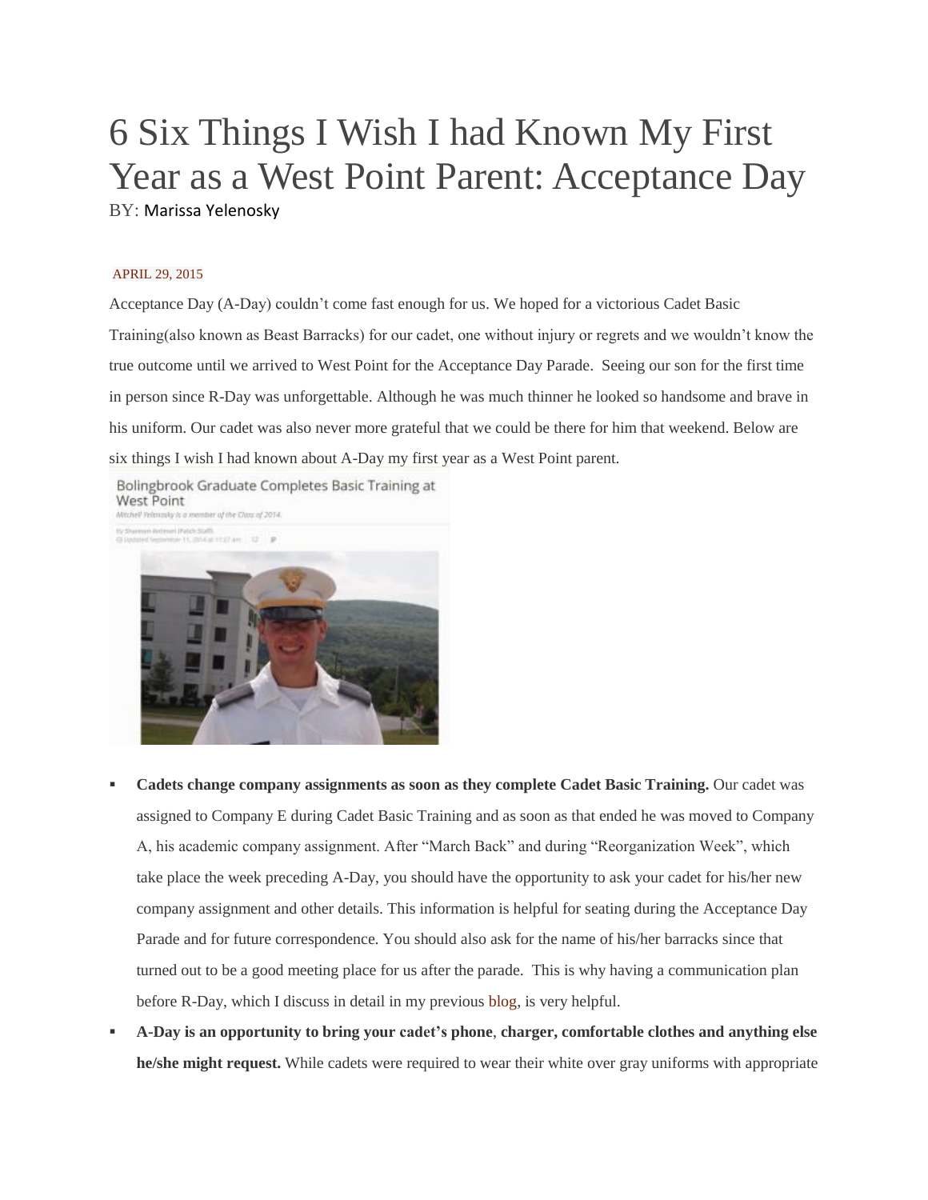# 6 Six Things I Wish I had Known My First Year as a West Point Parent: Acceptance Day

BY: Marissa Yelenosky

APRIL 29, 2015

Acceptance Day (A-Day) couldn't come fast enough for us. We hoped for a victorious Cadet Basic Training(also known as Beast Barracks) for our cadet, one without injury or regrets and we wouldn't know the true outcome until we arrived to West Point for the Acceptance Day Parade. Seeing our son for the first time in person since R-Day was unforgettable. Although he was much thinner he looked so handsome and brave in his uniform. Our cadet was also never more grateful that we could be there for him that weekend. Below are six things I wish I had known about A-Day my first year as a West Point parent.

Bolingbrook Graduate Completes Basic Training at West Point

*Mitchell Yelenosky is a member of the Class of 2014.*

- **Cadets change company assignments as soon as they complete Cadet Basic Training.** Our cadet was assigned to Company E during Cadet Basic Training and as soon as that ended he was moved to Company A, his academic company assignment. After "March Back" and during "Reorganization Week", which take place the week preceding A-Day, you should have the opportunity to ask your cadet for his/her new company assignment and other details. This information is helpful for seating during the Acceptance Day Parade and for future correspondence. You should also ask for the name of his/her barracks since that turned out to be a good meeting place for us after the parade. This is why having a communication plan before R-Day, which I discuss in detail in my previous blog, is very helpful.
- **A-Day is an opportunity to bring your cadet's phone, charger, comfortable clothes and anything else he/she might request.** While cadets were required to wear their white over gray uniforms with appropriate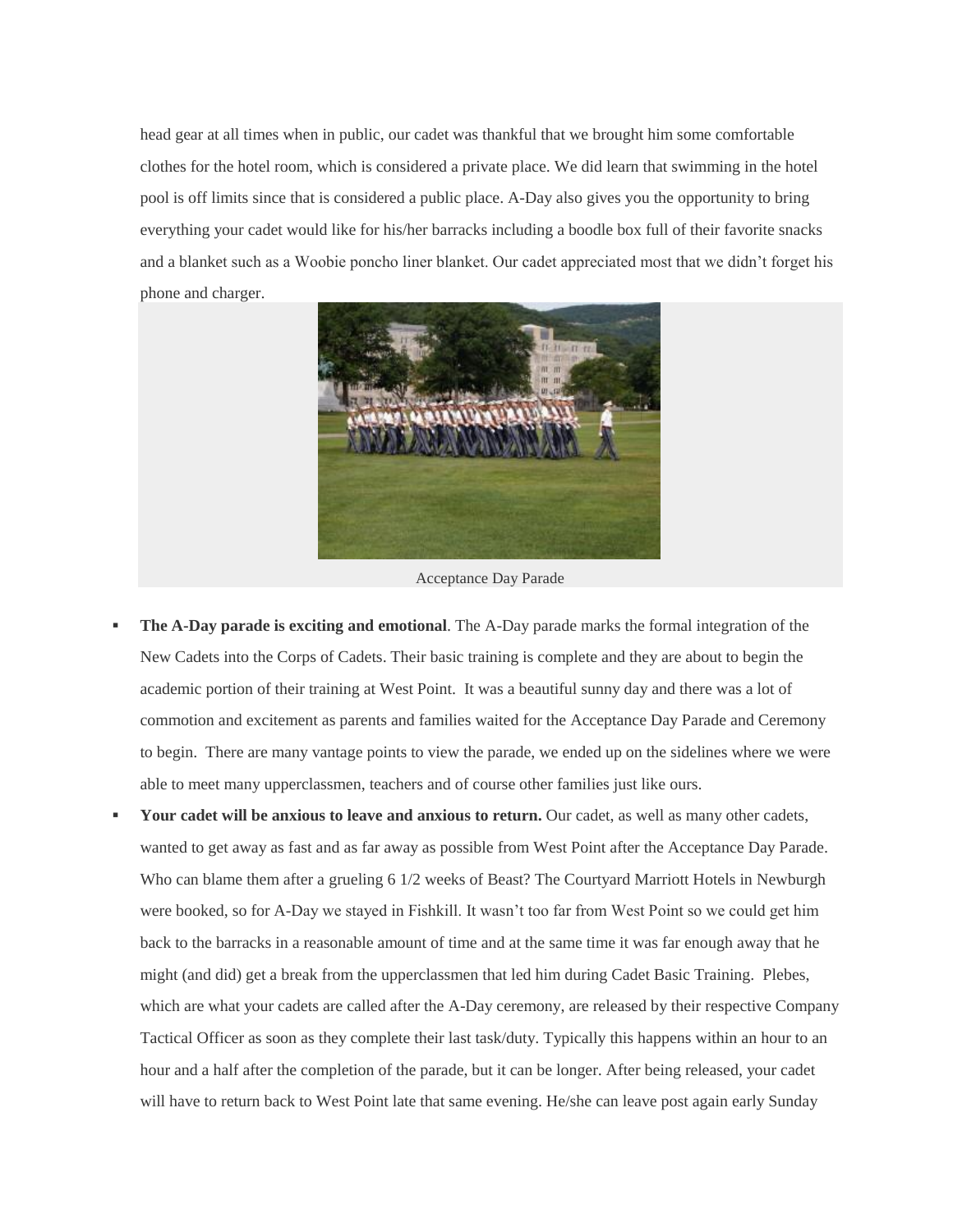head gear at all times when in public, our cadet was thankful that we brought him some comfortable clothes for the hotel room, which is considered a private place. We did learn that swimming in the hotel pool is off limits since that is considered a public place. A-Day also gives you the opportunity to bring everything your cadet would like for his/her barracks including a boodle box full of their favorite snacks and a blanket such as a Woobie poncho liner blanket. Our cadet appreciated most that we didn't forget his phone and charger.

Acceptance Day Parade

- **The A-Day parade is exciting and emotional**. The A-Day parade marks the formal integration of the New Cadets into the Corps of Cadets. Their basic training is complete and they are about to begin the academic portion of their training at West Point. It was a beautiful sunny day and there was a lot of commotion and excitement as parents and families waited for the Acceptance Day Parade and Ceremony to begin. There are many vantage points to view the parade, we ended up on the sidelines where we were able to meet many upperclassmen, teachers and of course other families just like ours.
- **Your cadet will be anxious to leave and anxious to return.** Our cadet, as well as many other cadets, wanted to get away as fast and as far away as possible from West Point after the Acceptance Day Parade. Who can blame them after a grueling 6 1/2 weeks of Beast? The Courtyard Marriott Hotels in Newburgh were booked, so for A-Day we stayed in Fishkill. It wasn't too far from West Point so we could get him back to the barracks in a reasonable amount of time and at the same time it was far enough away that he might (and did) get a break from the upperclassmen that led him during Cadet Basic Training. Plebes, which are what your cadets are called after the A-Day ceremony, are released by their respective Company Tactical Officer as soon as they complete their last task/duty. Typically this happens within an hour to an hour and a half after the completion of the parade, but it can be longer. After being released, your cadet will have to return back to West Point late that same evening. He/she can leave post again early Sunday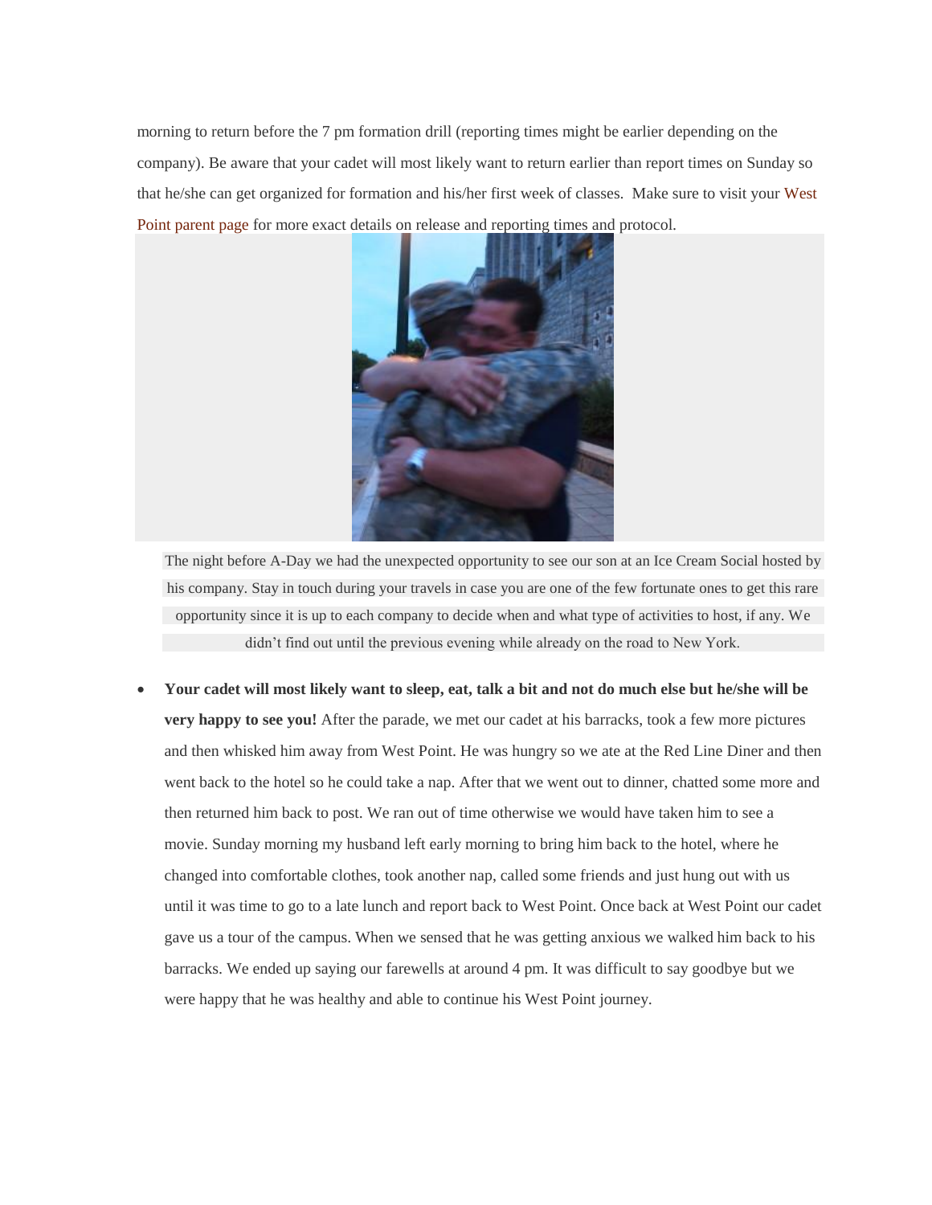morning to return before the 7 pm formation drill (reporting times might be earlier depending on the company). Be aware that your cadet will most likely want to return earlier than report times on Sunday so that he/she can get organized for formation and his/her first week of classes. Make sure to visit your West Point parent page for more exact details on release and reporting times and protocol.

The night before A-Day we had the unexpected opportunity to see our son at an Ice Cream Social hosted by his company. Stay in touch during your travels in case you are one of the few fortunate ones to get this rare opportunity since it is up to each company to decide when and what type of activities to host, if any. We didn't find out until the previous evening while already on the road to New York.

- **Your cadet will most likely want to sleep, eat, talk a bit and not do much else but he/she will be very happy to see you!** After the parade, we met our cadet at his barracks, took a few more pictures and then whisked him away from West Point. He was hungry so we ate at the Red Line Diner and then went back to the hotel so he could take a nap. After that we went out to dinner, chatted some more and then returned him back to post. We ran out of time otherwise we would have taken him to see a movie. Sunday morning my husband left early morning to bring him back to the hotel, where he changed into comfortable clothes, took another nap, called some friends and just hung out with us until it was time to go to a late lunch and report back to West Point. Once back at West Point our cadet gave us a tour of the campus. When we sensed that he was getting anxious we walked him back to his barracks. We ended up saying our farewells at around 4 pm. It was difficult to say goodbye but we were happy that he was healthy and able to continue his West Point journey.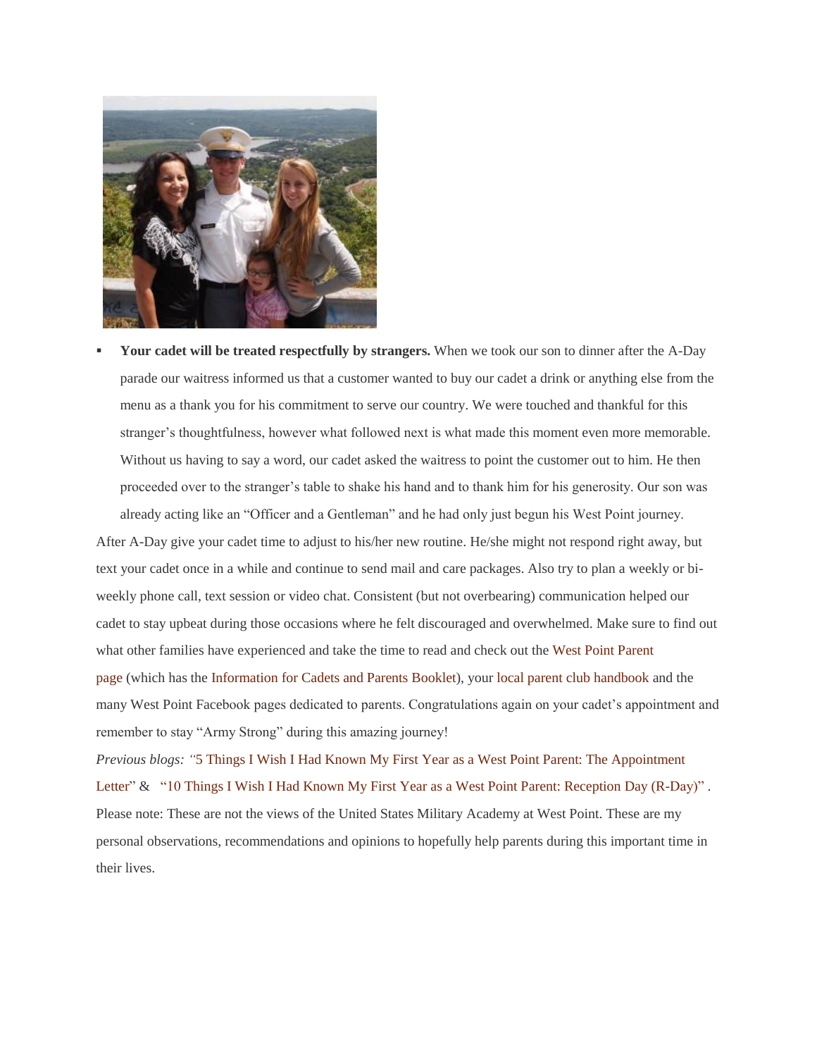- **Your cadet will be treated respectfully by strangers.** When we took our son to dinner after the A-Day parade our waitress informed us that a customer wanted to buy our cadet a drink or anything else from the menu as a thank you for his commitment to serve our country. We were touched and thankful for this stranger's thoughtfulness, however what followed next is what made this moment even more memorable. Without us having to say a word, our cadet asked the waitress to point the customer out to him. He then proceeded over to the stranger's table to shake his hand and to thank him for his generosity. Our son was already acting like an "Officer and a Gentleman" and he had only just begun his West Point journey.

After A-Day give your cadet time to adjust to his/her new routine. He/she might not respond right away, but text your cadet once in a while and continue to send mail and care packages. Also try to plan a weekly or bi-weekly phone call, text session or video chat. Consistent (but not overbearing) communication helped our cadet to stay upbeat during those occasions where he felt discouraged and overwhelmed. Make sure to find out what other families have experienced and take the time to read and check out the West Point Parent page (which has the Information for Cadets and Parents Booklet), your local parent club handbook and the many West Point Facebook pages dedicated to parents. Congratulations again on your cadet's appointment and remember to stay "Army Strong" during this amazing journey!

*Previous blogs: "*5 Things I Wish I Had Known My First Year as a West Point Parent: The Appointment Letter" & "10 Things I Wish I Had Known My First Year as a West Point Parent: Reception Day (R-Day)" .

Please note: These are not the views of the United States Military Academy at West Point. These are my personal observations, recommendations and opinions to hopefully help parents during this important time in their lives.